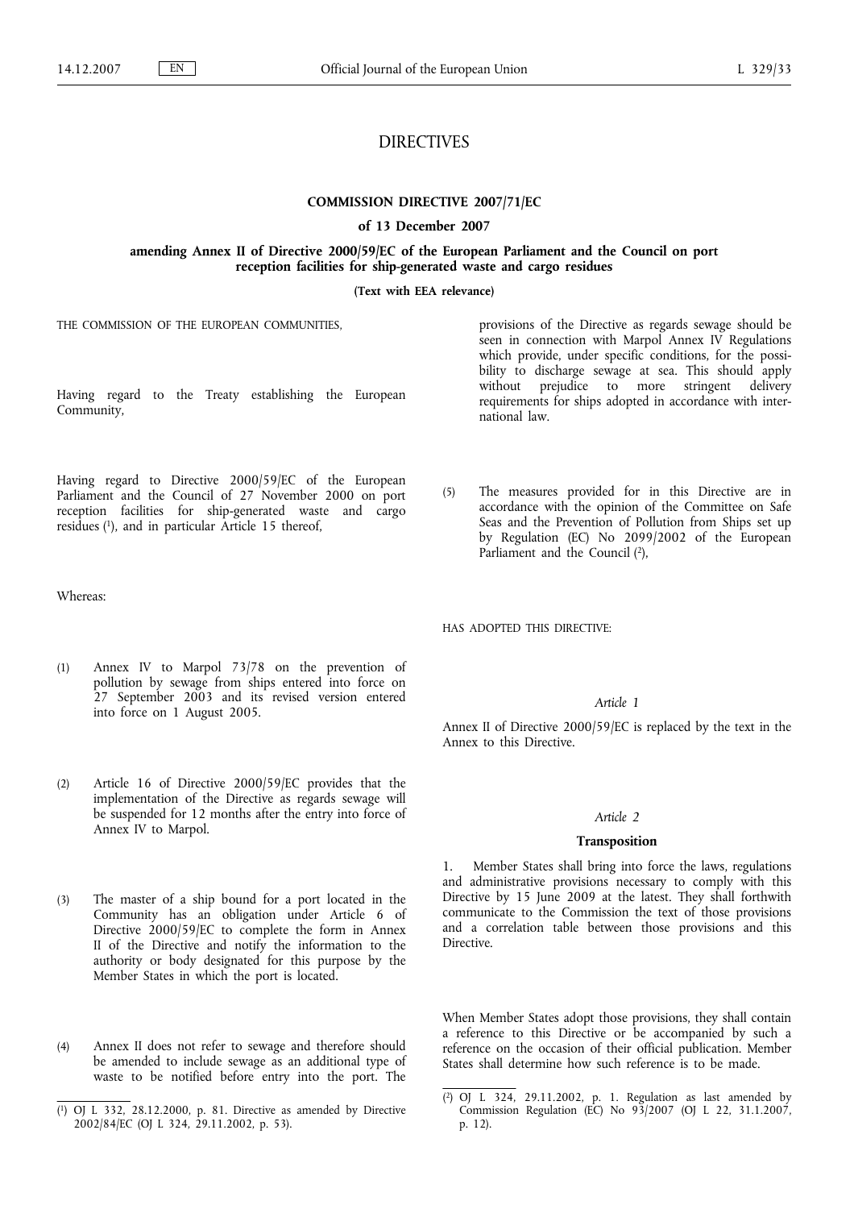# DIRECTIVES

## COMMISSION DIRECTIVE 2007/71/EC

### of 13 December 2007

### amending Annex II of Directive 2000/59/EC of the European Parliament and the Council on port reception facilities for ship-generated waste and cargo residues

**(Text with EEA relevance)**

THE COMMISSION OF THE EUROPEAN COMMUNITIES,

Having regard to the Treaty establishing the European Community,

Having regard to Directive 2000/59/EC of the European Parliament and the Council of 27 November 2000 on port reception facilities for ship-generated waste and cargo residues [1], and in particular Article 15 thereof,

Whereas:

(1) Annex IV to Marpol 73/78 on the prevention of pollution by sewage from ships entered into force on 27 September 2003 and its revised version entered into force on 1 August 2005.

(2) Article 16 of Directive 2000/59/EC provides that the implementation of the Directive as regards sewage will be suspended for 12 months after the entry into force of Annex IV to Marpol.

(3) The master of a ship bound for a port located in the Community has an obligation under Article 6 of Directive 2000/59/EC to complete the form in Annex II of the Directive and notify the information to the authority or body designated for this purpose by the Member States in which the port is located.

(4) Annex II does not refer to sewage and therefore should be amended to include sewage as an additional type of waste to be notified before entry into the port. The provisions of the Directive as regards sewage should be seen in connection with Marpol Annex IV Regulations which provide, under specific conditions, for the possibility to discharge sewage at sea. This should apply without prejudice to more stringent delivery requirements for ships adopted in accordance with international law.

(5) The measures provided for in this Directive are in accordance with the opinion of the Committee on Safe Seas and the Prevention of Pollution from Ships set up by Regulation (EC) No 2099/2002 of the European Parliament and the Council [2],

HAS ADOPTED THIS DIRECTIVE:

*Article 1*

Annex II of Directive 2000/59/EC is replaced by the text in the Annex to this Directive.

*Article 2*

**Transposition**

1. Member States shall bring into force the laws, regulations and administrative provisions necessary to comply with this Directive by 15 June 2009 at the latest. They shall forthwith communicate to the Commission the text of those provisions and a correlation table between those provisions and this Directive.

When Member States adopt those provisions, they shall contain a reference to this Directive or be accompanied by such a reference on the occasion of their official publication. Member States shall determine how such reference is to be made.

---

[1] OJ L 332, 28.12.2000, p. 81. Directive as amended by Directive 2002/84/EC (OJ L 324, 29.11.2002, p. 53).

[2] OJ L 324, 29.11.2002, p. 1. Regulation as last amended by Commission Regulation (EC) No 93/2007 (OJ L 22, 31.1.2007, p. 12).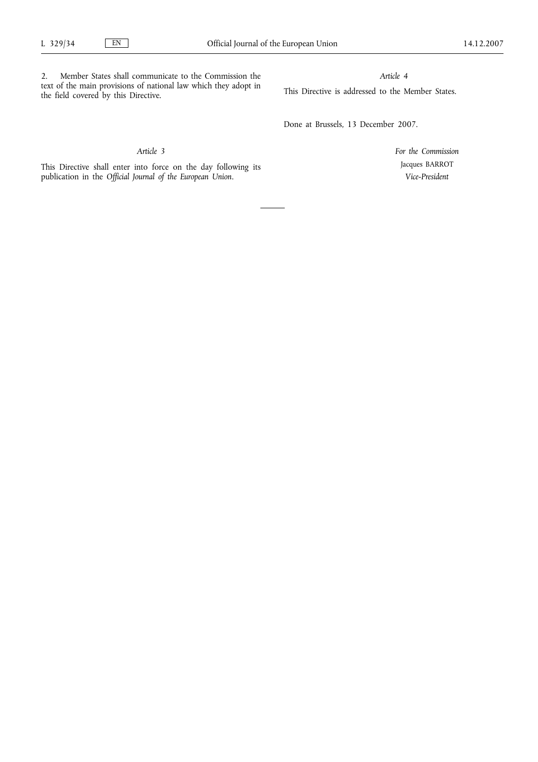2. Member States shall communicate to the Commission the text of the main provisions of national law which they adopt in the field covered by this Directive.

*Article 3*

This Directive shall enter into force on the day following its publication in the *Official Journal of the European Union*.

*Article 4*

This Directive is addressed to the Member States.

Done at Brussels, 13 December 2007.

*For the Commission*

Jacques BARROT

*Vice-President*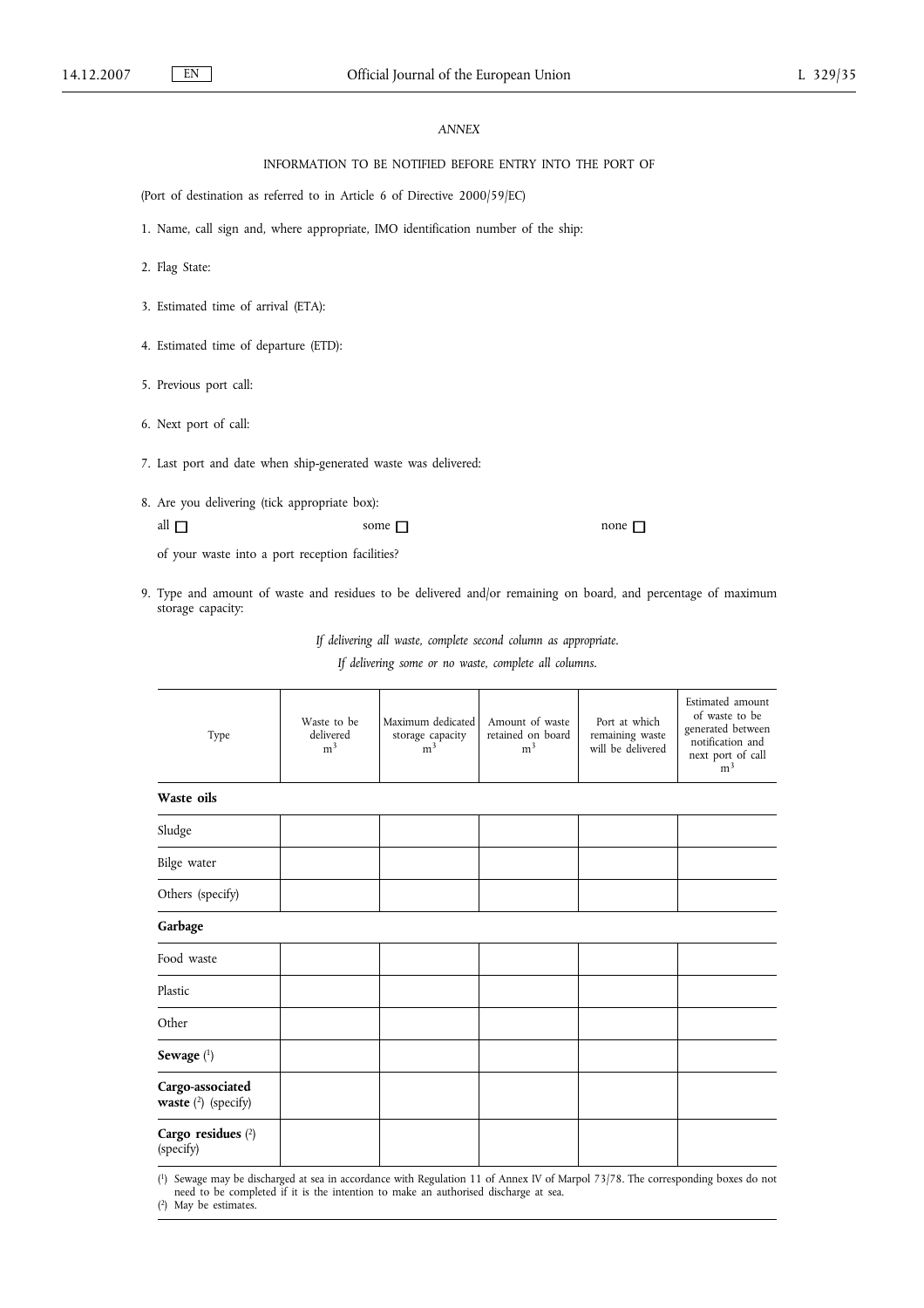*ANNEX*

INFORMATION TO BE NOTIFIED BEFORE ENTRY INTO THE PORT OF

(Port of destination as referred to in Article 6 of Directive 2000/59/EC)

1. Name, call sign and, where appropriate, IMO identification number of the ship:

2. Flag State:

3. Estimated time of arrival (ETA):

4. Estimated time of departure (ETD):

5. Previous port call:

6. Next port of call:

7. Last port and date when ship-generated waste was delivered:

8. Are you delivering (tick appropriate box):

   all ☐ some ☐ none ☐

   of your waste into a port reception facilities?

9. Type and amount of waste and residues to be delivered and/or remaining on board, and percentage of maximum storage capacity:

*If delivering all waste, complete second column as appropriate.*

*If delivering some or no waste, complete all columns.*

| Type | Waste to be delivered $m^3$ | Maximum dedicated storage capacity $m^3$ | Amount of waste retained on board $m^3$ | Port at which remaining waste will be delivered | Estimated amount of waste to be generated between notification and next port of call $m^3$ |
|---|---|---|---|---|---|
| **Waste oils** | | | | | |
| Sludge | | | | | |
| Bilge water | | | | | |
| Others (specify) | | | | | |
| **Garbage** | | | | | |
| Food waste | | | | | |
| Plastic | | | | | |
| Other | | | | | |
| **Sewage** (1) | | | | | |
| **Cargo-associated waste** (2) (specify) | | | | | |
| **Cargo residues** (2) (specify) | | | | | |

(1) Sewage may be discharged at sea in accordance with Regulation 11 of Annex IV of Marpol 73/78. The corresponding boxes do not need to be completed if it is the intention to make an authorised discharge at sea.

(2) May be estimates.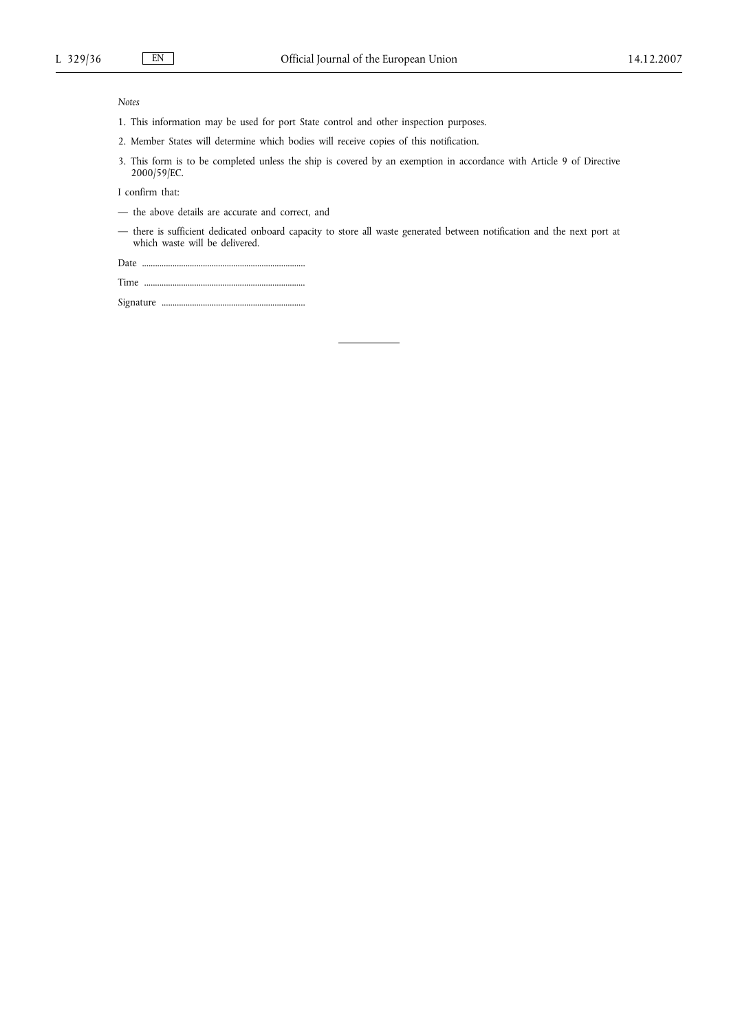*Notes*

1. This information may be used for port State control and other inspection purposes.
2. Member States will determine which bodies will receive copies of this notification.
3. This form is to be completed unless the ship is covered by an exemption in accordance with Article 9 of Directive 2000/59/EC.

I confirm that:

— the above details are accurate and correct, and

— there is sufficient dedicated onboard capacity to store all waste generated between notification and the next port at which waste will be delivered.

Date ..........................................................................

Time ..........................................................................

Signature ..................................................................